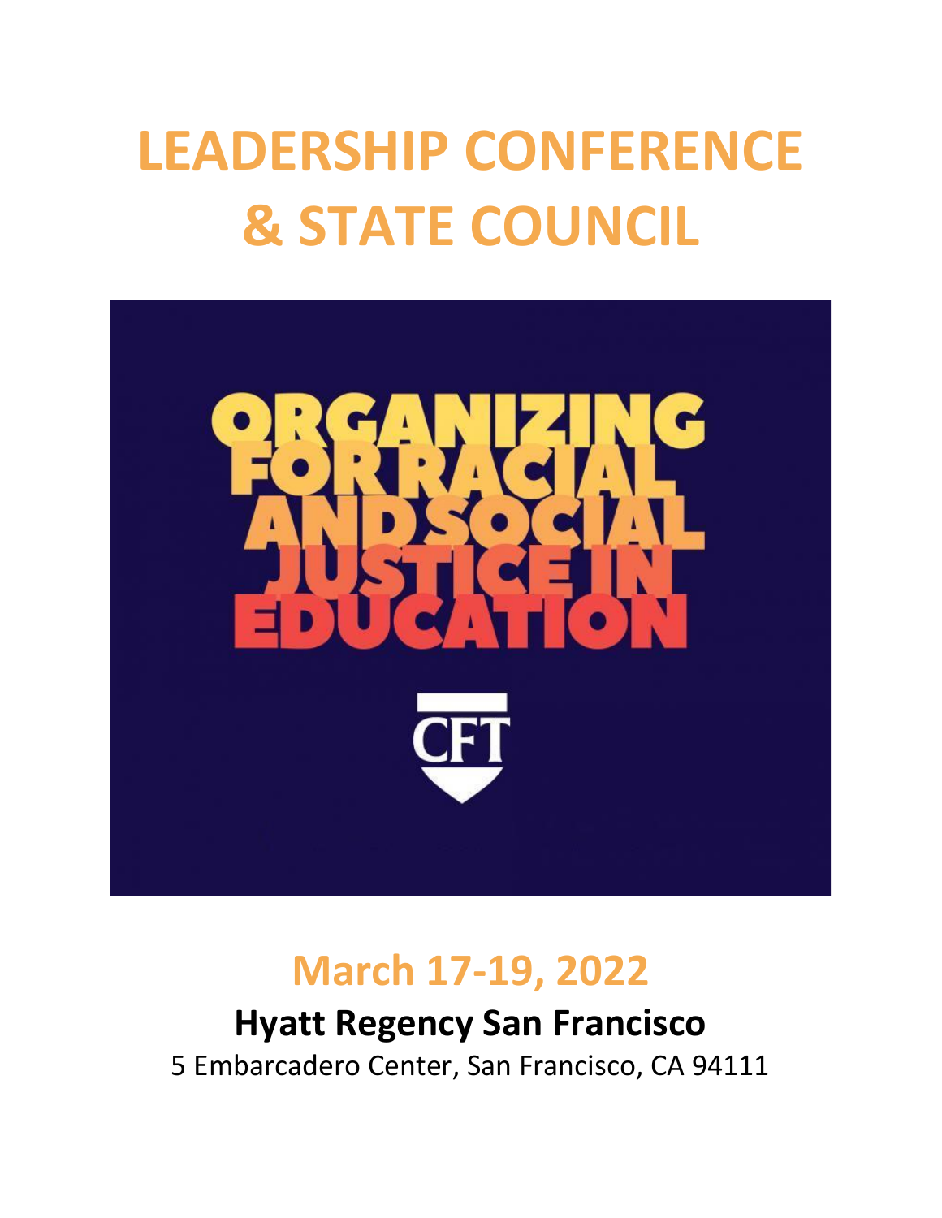# LEADERSHIP CONFERENCE & STATE COUNCIL

ORGANIZING FOR RACIAL AND SOCIAL JUSTICE IN EDUCATION

CFT

## March 17-19, 2022

**Hyatt Regency San Francisco**

5 Embarcadero Center, San Francisco, CA 94111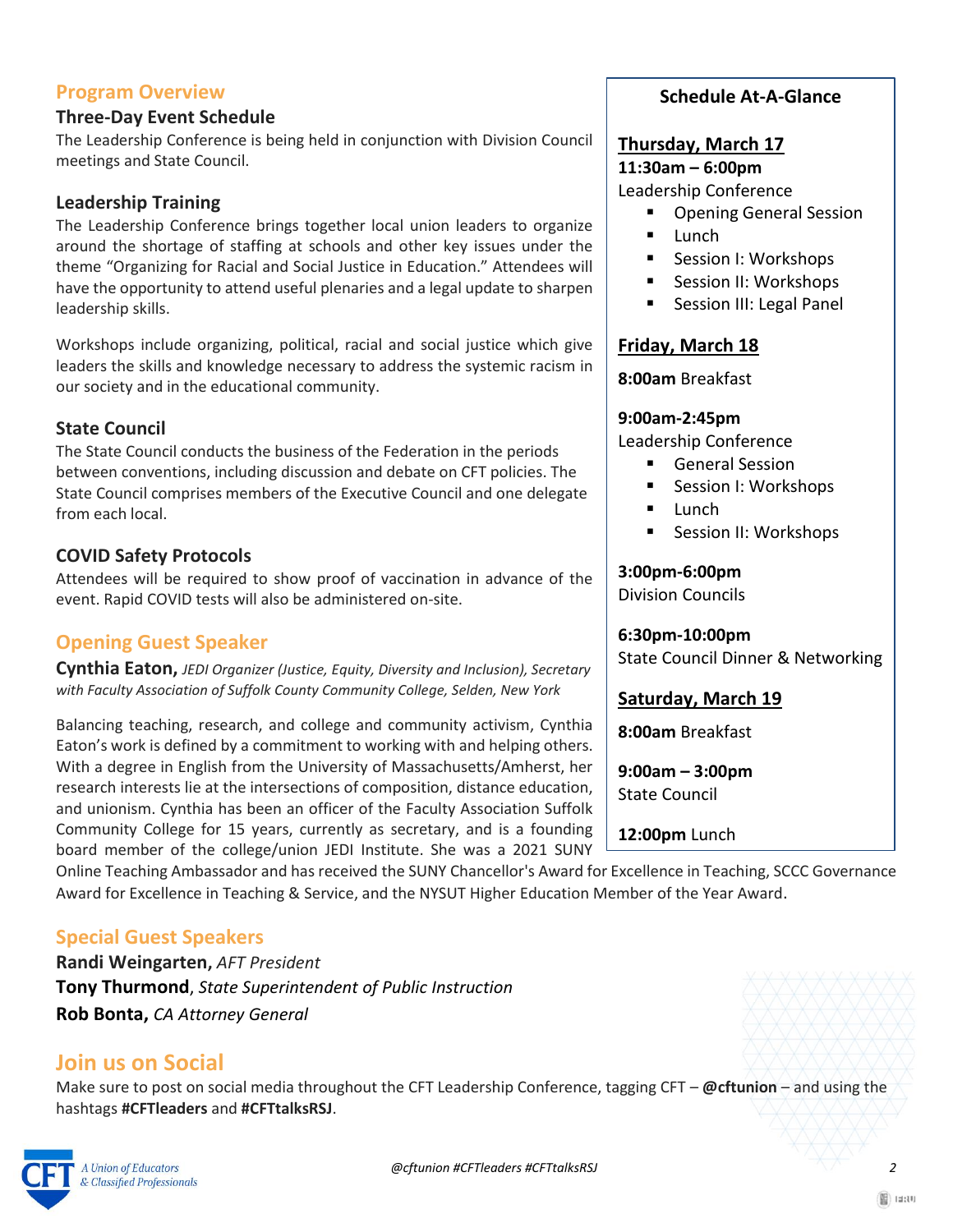## Program Overview

### Three-Day Event Schedule

The Leadership Conference is being held in conjunction with Division Council meetings and State Council.

### Leadership Training

The Leadership Conference brings together local union leaders to organize around the shortage of staffing at schools and other key issues under the theme "Organizing for Racial and Social Justice in Education." Attendees will have the opportunity to attend useful plenaries and a legal update to sharpen leadership skills.

Workshops include organizing, political, racial and social justice which give leaders the skills and knowledge necessary to address the systemic racism in our society and in the educational community.

### State Council

The State Council conducts the business of the Federation in the periods between conventions, including discussion and debate on CFT policies. The State Council comprises members of the Executive Council and one delegate from each local.

### COVID Safety Protocols

Attendees will be required to show proof of vaccination in advance of the event. Rapid COVID tests will also be administered on-site.

## Opening Guest Speaker

**Cynthia Eaton,** *JEDI Organizer (Justice, Equity, Diversity and Inclusion), Secretary with Faculty Association of Suffolk County Community College, Selden, New York*

Balancing teaching, research, and college and community activism, Cynthia Eaton's work is defined by a commitment to working with and helping others. With a degree in English from the University of Massachusetts/Amherst, her research interests lie at the intersections of composition, distance education, and unionism. Cynthia has been an officer of the Faculty Association Suffolk Community College for 15 years, currently as secretary, and is a founding board member of the college/union JEDI Institute. She was a 2021 SUNY Online Teaching Ambassador and has received the SUNY Chancellor's Award for Excellence in Teaching, SCCC Governance Award for Excellence in Teaching & Service, and the NYSUT Higher Education Member of the Year Award.

## Special Guest Speakers

**Randi Weingarten,** *AFT President*
**Tony Thurmond**, *State Superintendent of Public Instruction*
**Rob Bonta,** *CA Attorney General*

## Join us on Social

Make sure to post on social media throughout the CFT Leadership Conference, tagging CFT – **@cftunion** – and using the hashtags **#CFTleaders** and **#CFTtalksRSJ**.

### Schedule At-A-Glance

**Thursday, March 17**

**11:30am – 6:00pm**
Leadership Conference

- Opening General Session
- Lunch
- Session I: Workshops
- Session II: Workshops
- Session III: Legal Panel

**Friday, March 18**

**8:00am** Breakfast

**9:00am-2:45pm**
Leadership Conference

- General Session
- Session I: Workshops
- Lunch
- Session II: Workshops

**3:00pm-6:00pm**
Division Councils

**6:30pm-10:00pm**
State Council Dinner & Networking

**Saturday, March 19**

**8:00am** Breakfast

**9:00am – 3:00pm**
State Council

**12:00pm** Lunch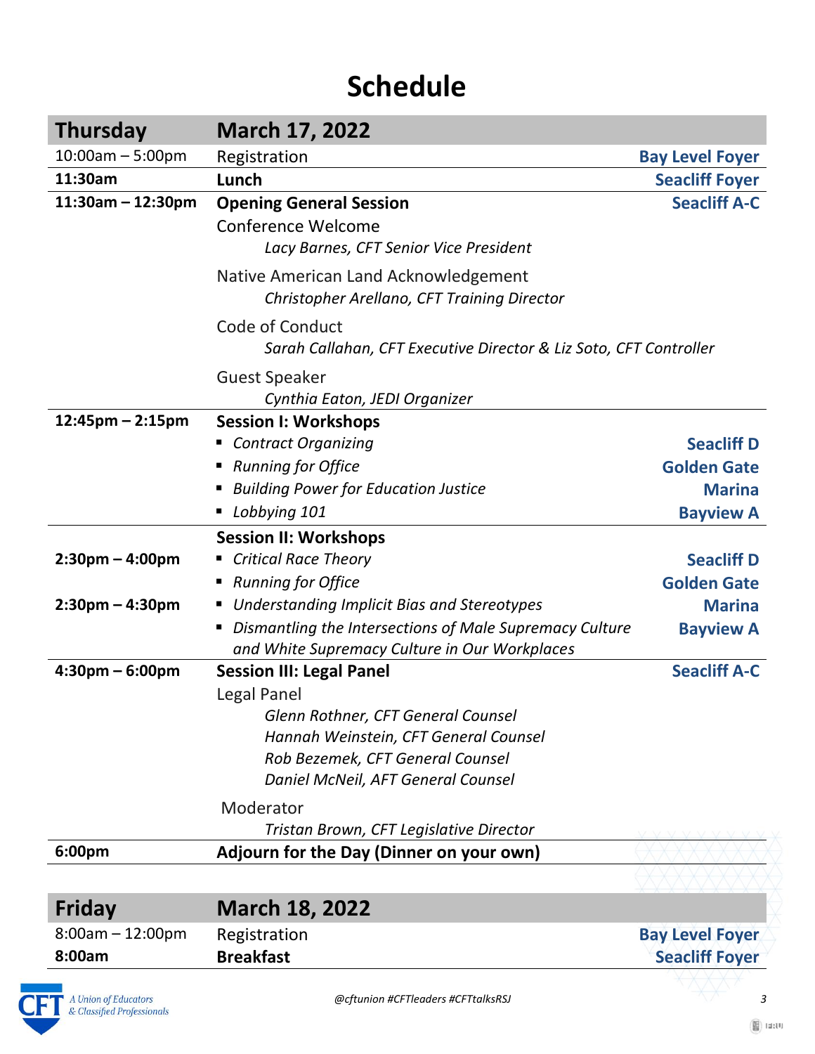# Schedule

| Thursday | March 17, 2022 | |
|---|---|---|
| 10:00am – 5:00pm | Registration | **Bay Level Foyer** |
| **11:30am** | **Lunch** | **Seacliff Foyer** |
| **11:30am – 12:30pm** | **Opening General Session** | **Seacliff A-C** |
| | Conference Welcome<br>*Lacy Barnes, CFT Senior Vice President* | |
| | Native American Land Acknowledgement<br>*Christopher Arellano, CFT Training Director* | |
| | Code of Conduct<br>*Sarah Callahan, CFT Executive Director & Liz Soto, CFT Controller* | |
| | Guest Speaker<br>*Cynthia Eaton, JEDI Organizer* | |
| **12:45pm – 2:15pm** | **Session I: Workshops** | |
| | ▪ *Contract Organizing* | **Seacliff D** |
| | ▪ *Running for Office* | **Golden Gate** |
| | ▪ *Building Power for Education Justice* | **Marina** |
| | ▪ *Lobbying 101* | **Bayview A** |
| | **Session II: Workshops** | |
| **2:30pm – 4:00pm** | ▪ *Critical Race Theory* | **Seacliff D** |
| | ▪ *Running for Office* | **Golden Gate** |
| **2:30pm – 4:30pm** | ▪ *Understanding Implicit Bias and Stereotypes* | **Marina** |
| | ▪ *Dismantling the Intersections of Male Supremacy Culture and White Supremacy Culture in Our Workplaces* | **Bayview A** |
| **4:30pm – 6:00pm** | **Session III: Legal Panel** | **Seacliff A-C** |
| | Legal Panel<br>*Glenn Rothner, CFT General Counsel*<br>*Hannah Weinstein, CFT General Counsel*<br>*Rob Bezemek, CFT General Counsel*<br>*Daniel McNeil, AFT General Counsel* | |
| | Moderator<br>*Tristan Brown, CFT Legislative Director* | |
| **6:00pm** | **Adjourn for the Day (Dinner on your own)** | |

| Friday | March 18, 2022 | |
|---|---|---|
| 8:00am – 12:00pm | Registration | **Bay Level Foyer** |
| **8:00am** | **Breakfast** | **Seacliff Foyer** |

CFT A Union of Educators & Classified Professionals

@cftunion #CFTleaders #CFTtalksRSJ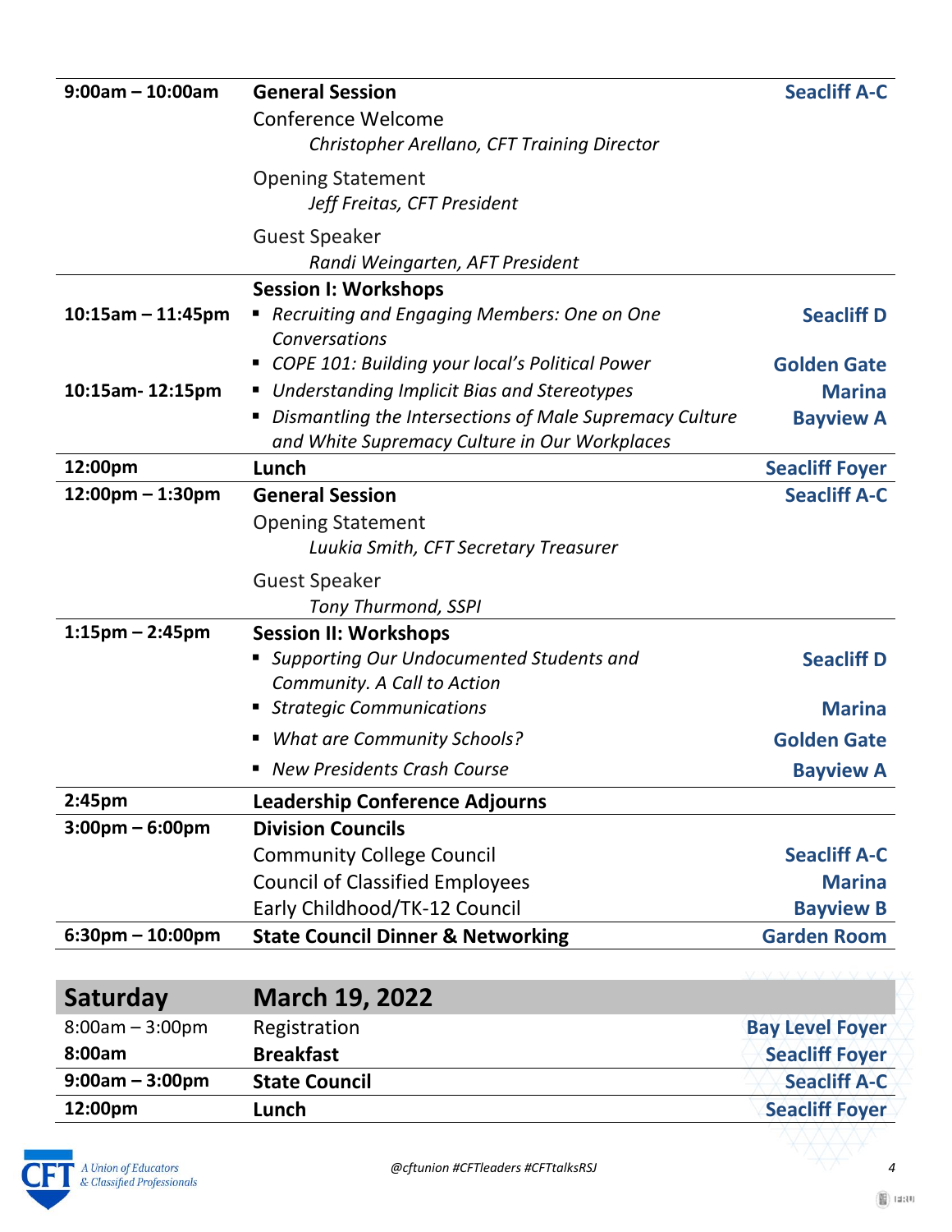| | | |
|---|---|---|
| **9:00am – 10:00am** | **General Session**<br>Conference Welcome<br>*Christopher Arellano, CFT Training Director*<br>Opening Statement<br>*Jeff Freitas, CFT President*<br>Guest Speaker<br>*Randi Weingarten, AFT President* | **Seacliff A-C** |
| | **Session I: Workshops** | |
| **10:15am – 11:45pm** | ▪ *Recruiting and Engaging Members: One on One Conversations* | **Seacliff D** |
| | ▪ *COPE 101: Building your local's Political Power* | **Golden Gate** |
| **10:15am- 12:15pm** | ▪ *Understanding Implicit Bias and Stereotypes* | **Marina** |
| | ▪ *Dismantling the Intersections of Male Supremacy Culture and White Supremacy Culture in Our Workplaces* | **Bayview A** |
| **12:00pm** | **Lunch** | **Seacliff Foyer** |
| **12:00pm – 1:30pm** | **General Session**<br>Opening Statement<br>*Luukia Smith, CFT Secretary Treasurer*<br>Guest Speaker<br>*Tony Thurmond, SSPI* | **Seacliff A-C** |
| **1:15pm – 2:45pm** | **Session II: Workshops** | |
| | ▪ *Supporting Our Undocumented Students and Community. A Call to Action* | **Seacliff D** |
| | ▪ *Strategic Communications* | **Marina** |
| | ▪ *What are Community Schools?* | **Golden Gate** |
| | ▪ *New Presidents Crash Course* | **Bayview A** |
| **2:45pm** | **Leadership Conference Adjourns** | |
| **3:00pm – 6:00pm** | **Division Councils** | |
| | Community College Council | **Seacliff A-C** |
| | Council of Classified Employees | **Marina** |
| | Early Childhood/TK-12 Council | **Bayview B** |
| **6:30pm – 10:00pm** | **State Council Dinner & Networking** | **Garden Room** |

| **Saturday** | **March 19, 2022** | |
|---|---|---|
| 8:00am – 3:00pm | Registration | **Bay Level Foyer** |
| **8:00am** | **Breakfast** | **Seacliff Foyer** |
| **9:00am – 3:00pm** | **State Council** | **Seacliff A-C** |
| **12:00pm** | **Lunch** | **Seacliff Foyer** |

@cftunion #CFTleaders #CFTtalksRSJ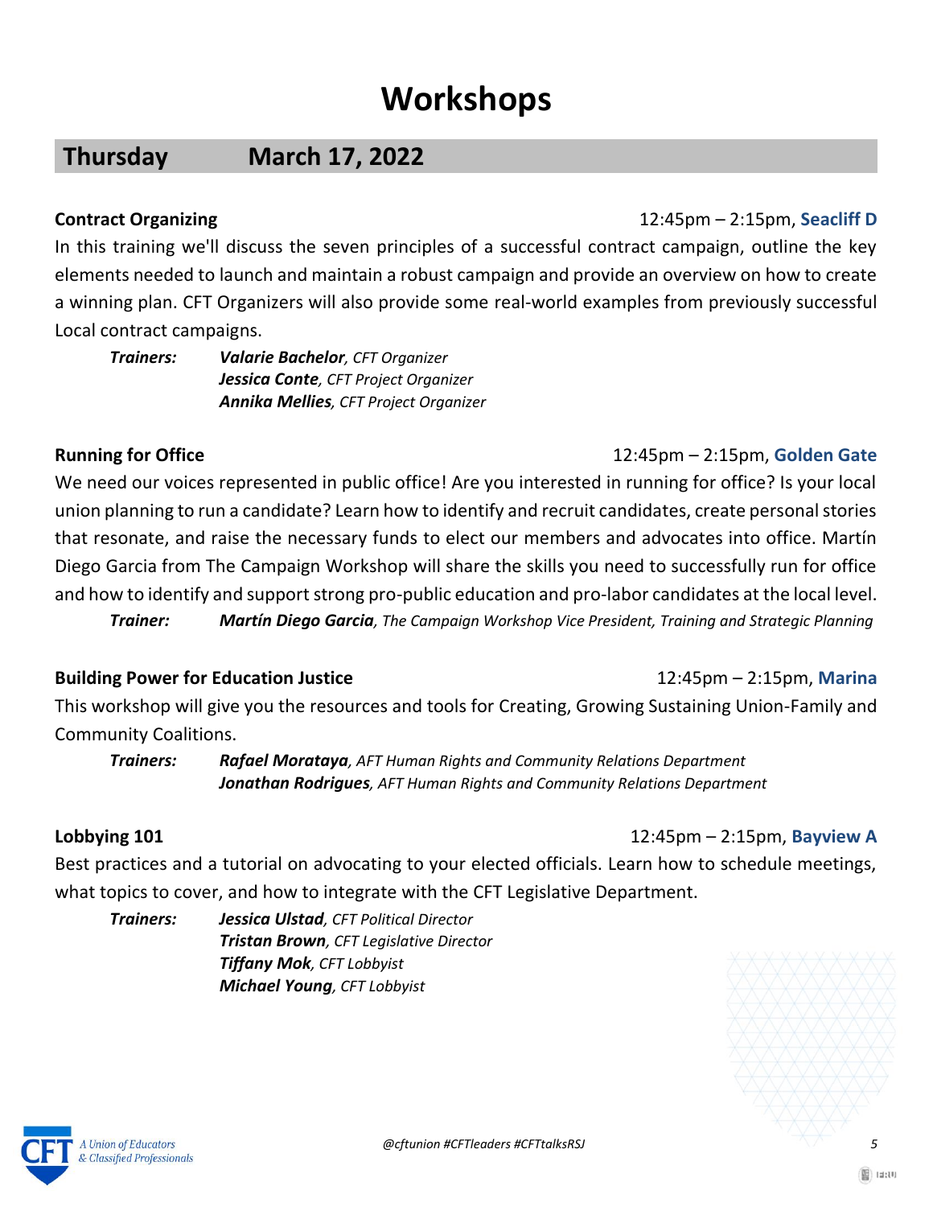# Workshops

## Thursday March 17, 2022

**Contract Organizing** 12:45pm – 2:15pm, **Seacliff D**

In this training we'll discuss the seven principles of a successful contract campaign, outline the key elements needed to launch and maintain a robust campaign and provide an overview on how to create a winning plan. CFT Organizers will also provide some real-world examples from previously successful Local contract campaigns.

***Trainers:*** ***Valarie Bachelor****, CFT Organizer*
***Jessica Conte****, CFT Project Organizer*
***Annika Mellies****, CFT Project Organizer*

**Running for Office** 12:45pm – 2:15pm, **Golden Gate**

We need our voices represented in public office! Are you interested in running for office? Is your local union planning to run a candidate? Learn how to identify and recruit candidates, create personal stories that resonate, and raise the necessary funds to elect our members and advocates into office. Martín Diego Garcia from The Campaign Workshop will share the skills you need to successfully run for office and how to identify and support strong pro-public education and pro-labor candidates at the local level.

***Trainer:*** ***Martín Diego Garcia****, The Campaign Workshop Vice President, Training and Strategic Planning*

**Building Power for Education Justice** 12:45pm – 2:15pm, **Marina**

This workshop will give you the resources and tools for Creating, Growing Sustaining Union-Family and Community Coalitions.

***Trainers:*** ***Rafael Morataya****, AFT Human Rights and Community Relations Department*
***Jonathan Rodrigues****, AFT Human Rights and Community Relations Department*

**Lobbying 101** 12:45pm – 2:15pm, **Bayview A**

Best practices and a tutorial on advocating to your elected officials. Learn how to schedule meetings, what topics to cover, and how to integrate with the CFT Legislative Department.

***Trainers:*** ***Jessica Ulstad****, CFT Political Director*
***Tristan Brown****, CFT Legislative Director*
***Tiffany Mok****, CFT Lobbyist*
***Michael Young****, CFT Lobbyist*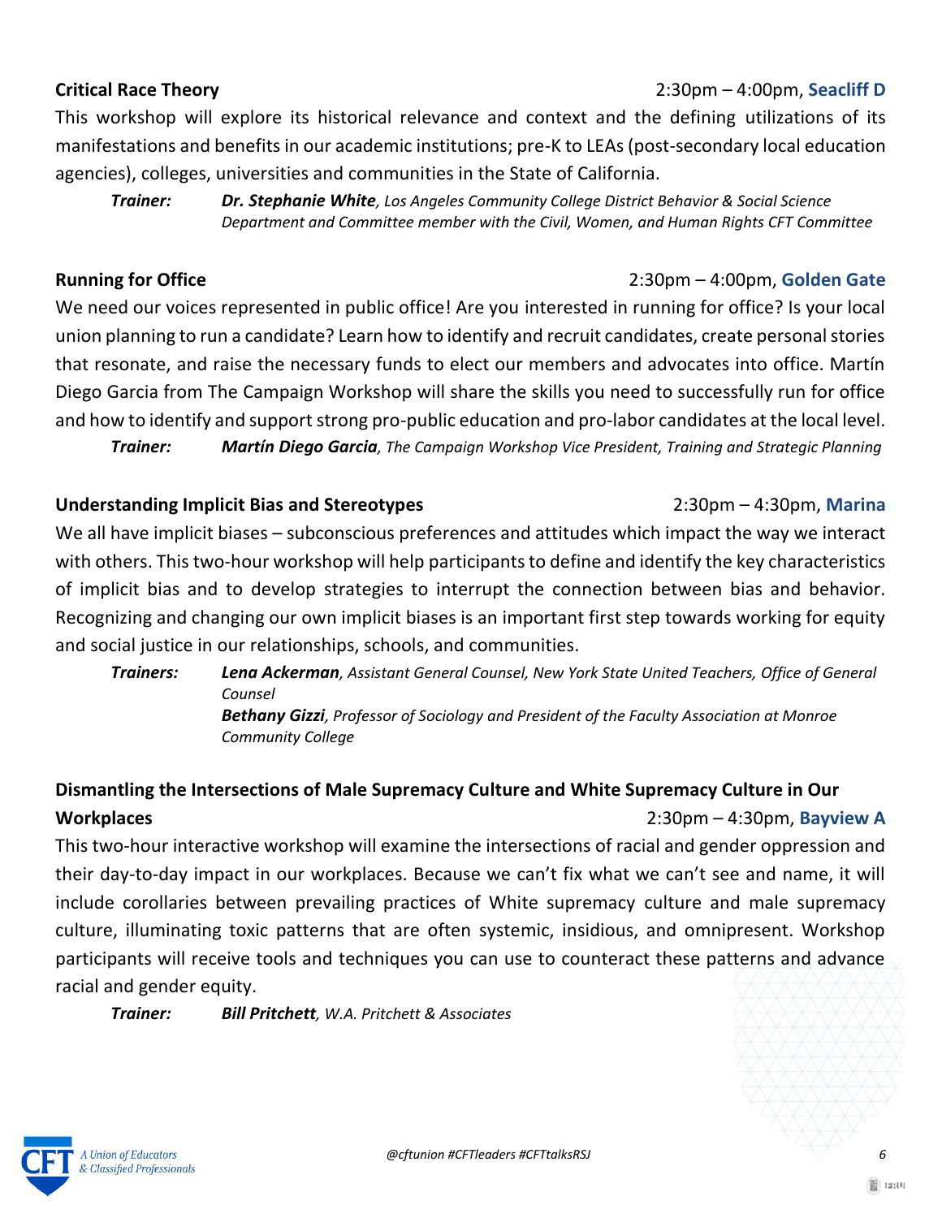### Critical Race Theory

2:30pm – 4:00pm, **Seacliff D**

This workshop will explore its historical relevance and context and the defining utilizations of its manifestations and benefits in our academic institutions; pre-K to LEAs (post-secondary local education agencies), colleges, universities and communities in the State of California.

***Trainer:*** ***Dr. Stephanie White****, Los Angeles Community College District Behavior & Social Science Department and Committee member with the Civil, Women, and Human Rights CFT Committee*

### Running for Office

2:30pm – 4:00pm, **Golden Gate**

We need our voices represented in public office! Are you interested in running for office? Is your local union planning to run a candidate? Learn how to identify and recruit candidates, create personal stories that resonate, and raise the necessary funds to elect our members and advocates into office. Martín Diego Garcia from The Campaign Workshop will share the skills you need to successfully run for office and how to identify and support strong pro-public education and pro-labor candidates at the local level.

***Trainer:*** ***Martín Diego Garcia****, The Campaign Workshop Vice President, Training and Strategic Planning*

### Understanding Implicit Bias and Stereotypes

2:30pm – 4:30pm, **Marina**

We all have implicit biases – subconscious preferences and attitudes which impact the way we interact with others. This two-hour workshop will help participants to define and identify the key characteristics of implicit bias and to develop strategies to interrupt the connection between bias and behavior. Recognizing and changing our own implicit biases is an important first step towards working for equity and social justice in our relationships, schools, and communities.

***Trainers:***

***Lena Ackerman****, Assistant General Counsel, New York State United Teachers, Office of General Counsel*

***Bethany Gizzi****, Professor of Sociology and President of the Faculty Association at Monroe Community College*

### Dismantling the Intersections of Male Supremacy Culture and White Supremacy Culture in Our Workplaces

2:30pm – 4:30pm, **Bayview A**

This two-hour interactive workshop will examine the intersections of racial and gender oppression and their day-to-day impact in our workplaces. Because we can't fix what we can't see and name, it will include corollaries between prevailing practices of White supremacy culture and male supremacy culture, illuminating toxic patterns that are often systemic, insidious, and omnipresent. Workshop participants will receive tools and techniques you can use to counteract these patterns and advance racial and gender equity.

***Trainer:*** ***Bill Pritchett****, W.A. Pritchett & Associates*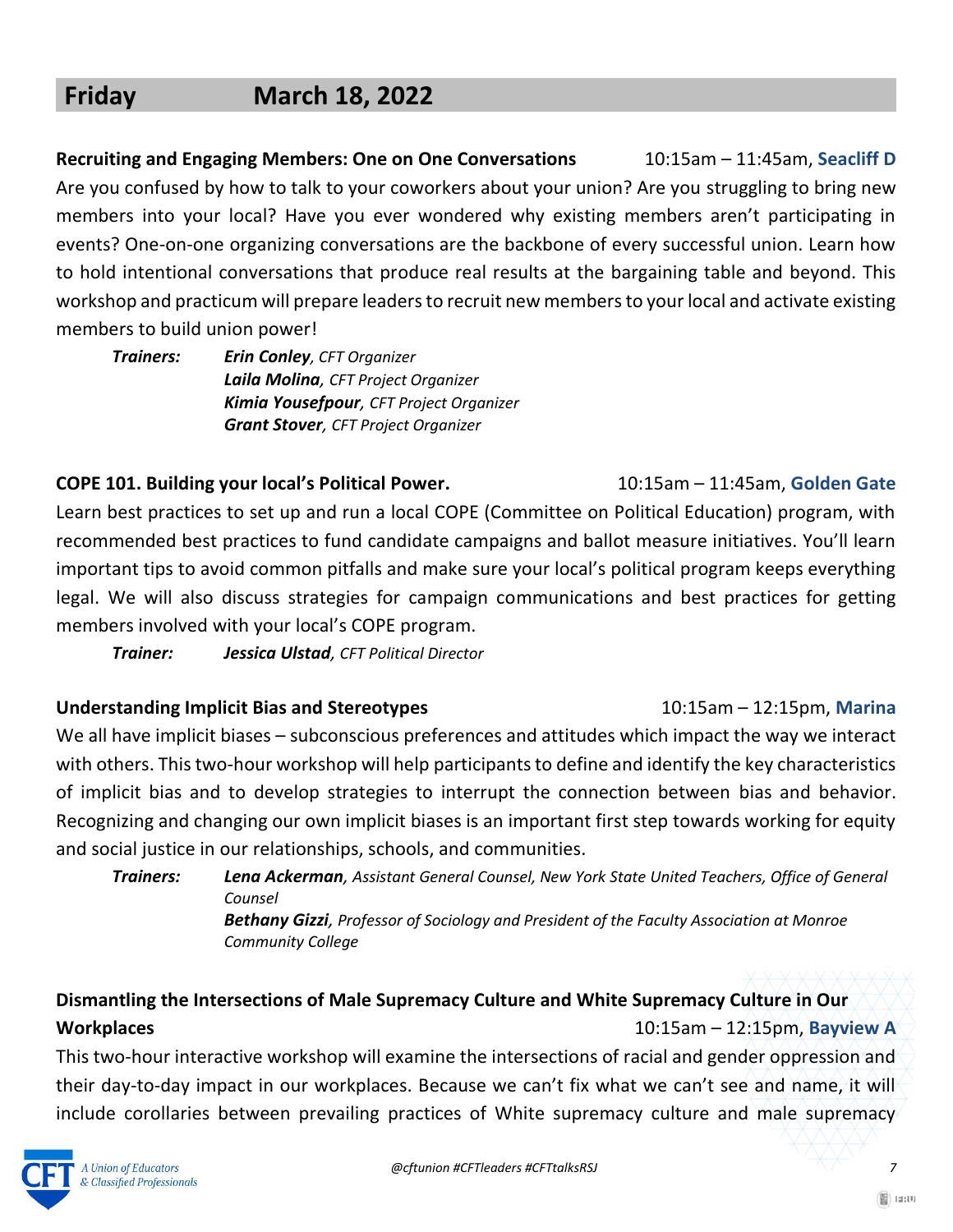## Friday March 18, 2022

**Recruiting and Engaging Members: One on One Conversations** 10:15am – 11:45am, **Seacliff D**

Are you confused by how to talk to your coworkers about your union? Are you struggling to bring new members into your local? Have you ever wondered why existing members aren't participating in events? One-on-one organizing conversations are the backbone of every successful union. Learn how to hold intentional conversations that produce real results at the bargaining table and beyond. This workshop and practicum will prepare leaders to recruit new members to your local and activate existing members to build union power!

***Trainers:*** ***Erin Conley****, CFT Organizer*
***Laila Molina****, CFT Project Organizer*
***Kimia Yousefpour****, CFT Project Organizer*
***Grant Stover****, CFT Project Organizer*

**COPE 101. Building your local's Political Power.** 10:15am – 11:45am, **Golden Gate**

Learn best practices to set up and run a local COPE (Committee on Political Education) program, with recommended best practices to fund candidate campaigns and ballot measure initiatives. You'll learn important tips to avoid common pitfalls and make sure your local's political program keeps everything legal. We will also discuss strategies for campaign communications and best practices for getting members involved with your local's COPE program.

***Trainer:*** ***Jessica Ulstad****, CFT Political Director*

**Understanding Implicit Bias and Stereotypes** 10:15am – 12:15pm, **Marina**

We all have implicit biases – subconscious preferences and attitudes which impact the way we interact with others. This two-hour workshop will help participants to define and identify the key characteristics of implicit bias and to develop strategies to interrupt the connection between bias and behavior. Recognizing and changing our own implicit biases is an important first step towards working for equity and social justice in our relationships, schools, and communities.

***Trainers:*** ***Lena Ackerman****, Assistant General Counsel, New York State United Teachers, Office of General Counsel*
***Bethany Gizzi****, Professor of Sociology and President of the Faculty Association at Monroe Community College*

**Dismantling the Intersections of Male Supremacy Culture and White Supremacy Culture in Our Workplaces** 10:15am – 12:15pm, **Bayview A**

This two-hour interactive workshop will examine the intersections of racial and gender oppression and their day-to-day impact in our workplaces. Because we can't fix what we can't see and name, it will include corollaries between prevailing practices of White supremacy culture and male supremacy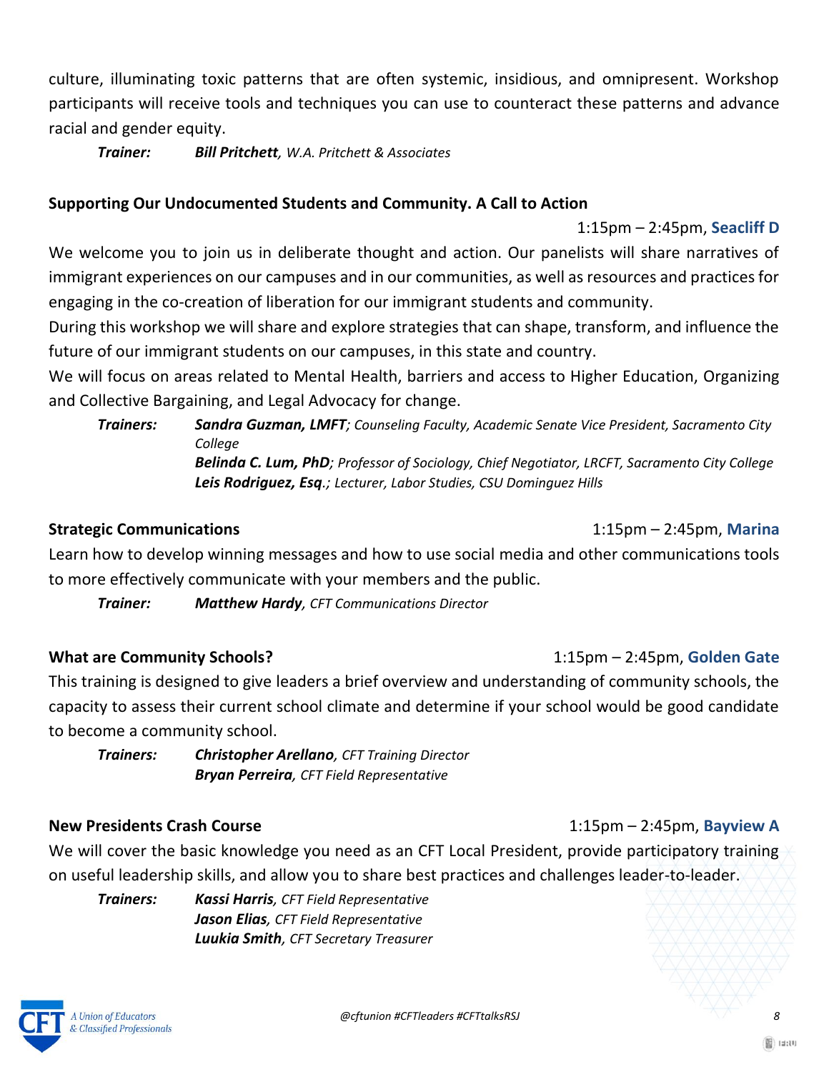culture, illuminating toxic patterns that are often systemic, insidious, and omnipresent. Workshop participants will receive tools and techniques you can use to counteract these patterns and advance racial and gender equity.

***Trainer:*** ***Bill Pritchett****, W.A. Pritchett & Associates*

**Supporting Our Undocumented Students and Community. A Call to Action**

1:15pm – 2:45pm, **Seacliff D**

We welcome you to join us in deliberate thought and action. Our panelists will share narratives of immigrant experiences on our campuses and in our communities, as well as resources and practices for engaging in the co-creation of liberation for our immigrant students and community.

During this workshop we will share and explore strategies that can shape, transform, and influence the future of our immigrant students on our campuses, in this state and country.

We will focus on areas related to Mental Health, barriers and access to Higher Education, Organizing and Collective Bargaining, and Legal Advocacy for change.

***Trainers:***
***Sandra Guzman, LMFT****; Counseling Faculty, Academic Senate Vice President, Sacramento City College*
***Belinda C. Lum, PhD****; Professor of Sociology, Chief Negotiator, LRCFT, Sacramento City College*
***Leis Rodriguez, Esq.****; Lecturer, Labor Studies, CSU Dominguez Hills*

**Strategic Communications** 1:15pm – 2:45pm, **Marina**

Learn how to develop winning messages and how to use social media and other communications tools to more effectively communicate with your members and the public.

***Trainer:*** ***Matthew Hardy****, CFT Communications Director*

**What are Community Schools?** 1:15pm – 2:45pm, **Golden Gate**

This training is designed to give leaders a brief overview and understanding of community schools, the capacity to assess their current school climate and determine if your school would be good candidate to become a community school.

***Trainers:***
***Christopher Arellano****, CFT Training Director*
***Bryan Perreira****, CFT Field Representative*

**New Presidents Crash Course** 1:15pm – 2:45pm, **Bayview A**

We will cover the basic knowledge you need as an CFT Local President, provide participatory training on useful leadership skills, and allow you to share best practices and challenges leader-to-leader.

***Trainers:***
***Kassi Harris****, CFT Field Representative*
***Jason Elias****, CFT Field Representative*
***Luukia Smith****, CFT Secretary Treasurer*